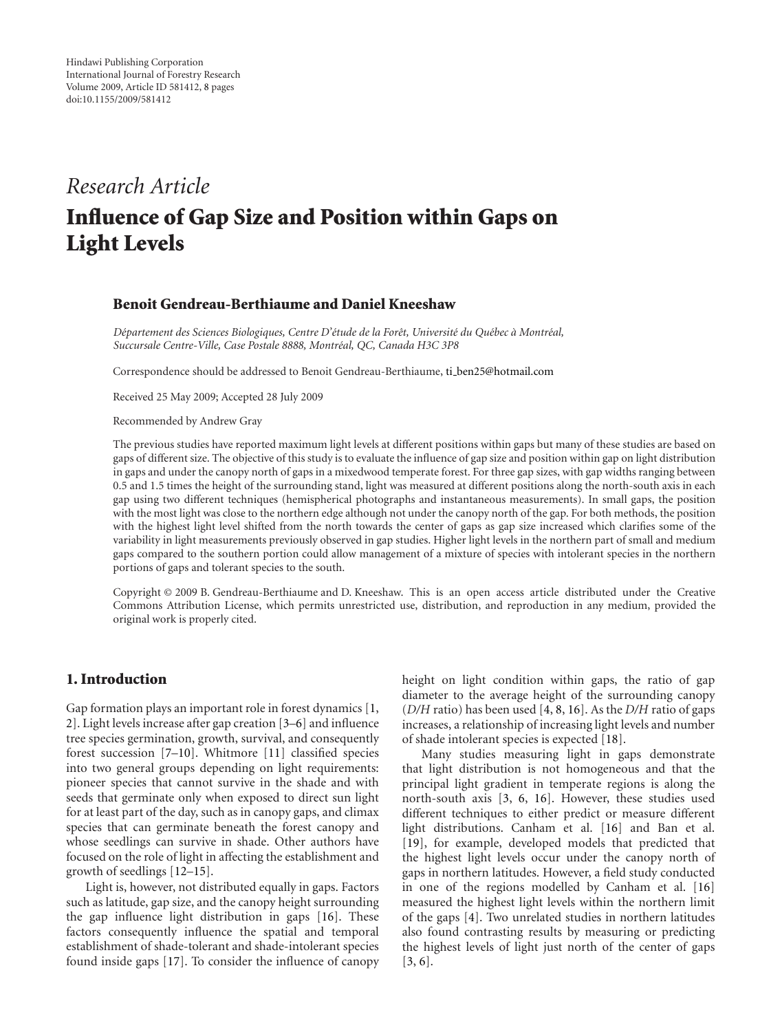Hindawi Publishing Corporation
International Journal of Forestry Research
Volume 2009, Article ID 581412, 8 pages
doi:10.1155/2009/581412

*Research Article*

# Influence of Gap Size and Position within Gaps on Light Levels

**Benoit Gendreau-Berthiaume and Daniel Kneeshaw**

*Département des Sciences Biologiques, Centre D'étude de la Forêt, Université du Québec à Montréal, Succursale Centre-Ville, Case Postale 8888, Montréal, QC, Canada H3C 3P8*

Correspondence should be addressed to Benoit Gendreau-Berthiaume, ti_ben25@hotmail.com

Received 25 May 2009; Accepted 28 July 2009

Recommended by Andrew Gray

The previous studies have reported maximum light levels at different positions within gaps but many of these studies are based on gaps of different size. The objective of this study is to evaluate the influence of gap size and position within gap on light distribution in gaps and under the canopy north of gaps in a mixedwood temperate forest. For three gap sizes, with gap widths ranging between 0.5 and 1.5 times the height of the surrounding stand, light was measured at different positions along the north-south axis in each gap using two different techniques (hemispherical photographs and instantaneous measurements). In small gaps, the position with the most light was close to the northern edge although not under the canopy north of the gap. For both methods, the position with the highest light level shifted from the north towards the center of gaps as gap size increased which clarifies some of the variability in light measurements previously observed in gap studies. Higher light levels in the northern part of small and medium gaps compared to the southern portion could allow management of a mixture of species with intolerant species in the northern portions of gaps and tolerant species to the south.

Copyright © 2009 B. Gendreau-Berthiaume and D. Kneeshaw. This is an open access article distributed under the Creative Commons Attribution License, which permits unrestricted use, distribution, and reproduction in any medium, provided the original work is properly cited.

## 1. Introduction

Gap formation plays an important role in forest dynamics [1, 2]. Light levels increase after gap creation [3–6] and influence tree species germination, growth, survival, and consequently forest succession [7–10]. Whitmore [11] classified species into two general groups depending on light requirements: pioneer species that cannot survive in the shade and with seeds that germinate only when exposed to direct sun light for at least part of the day, such as in canopy gaps, and climax species that can germinate beneath the forest canopy and whose seedlings can survive in shade. Other authors have focused on the role of light in affecting the establishment and growth of seedlings [12–15].

Light is, however, not distributed equally in gaps. Factors such as latitude, gap size, and the canopy height surrounding the gap influence light distribution in gaps [16]. These factors consequently influence the spatial and temporal establishment of shade-tolerant and shade-intolerant species found inside gaps [17]. To consider the influence of canopy height on light condition within gaps, the ratio of gap diameter to the average height of the surrounding canopy (*D/H* ratio) has been used [4, 8, 16]. As the *D/H* ratio of gaps increases, a relationship of increasing light levels and number of shade intolerant species is expected [18].

Many studies measuring light in gaps demonstrate that light distribution is not homogeneous and that the principal light gradient in temperate regions is along the north-south axis [3, 6, 16]. However, these studies used different techniques to either predict or measure different light distributions. Canham et al. [16] and Ban et al. [19], for example, developed models that predicted that the highest light levels occur under the canopy north of gaps in northern latitudes. However, a field study conducted in one of the regions modelled by Canham et al. [16] measured the highest light levels within the northern limit of the gaps [4]. Two unrelated studies in northern latitudes also found contrasting results by measuring or predicting the highest levels of light just north of the center of gaps [3, 6].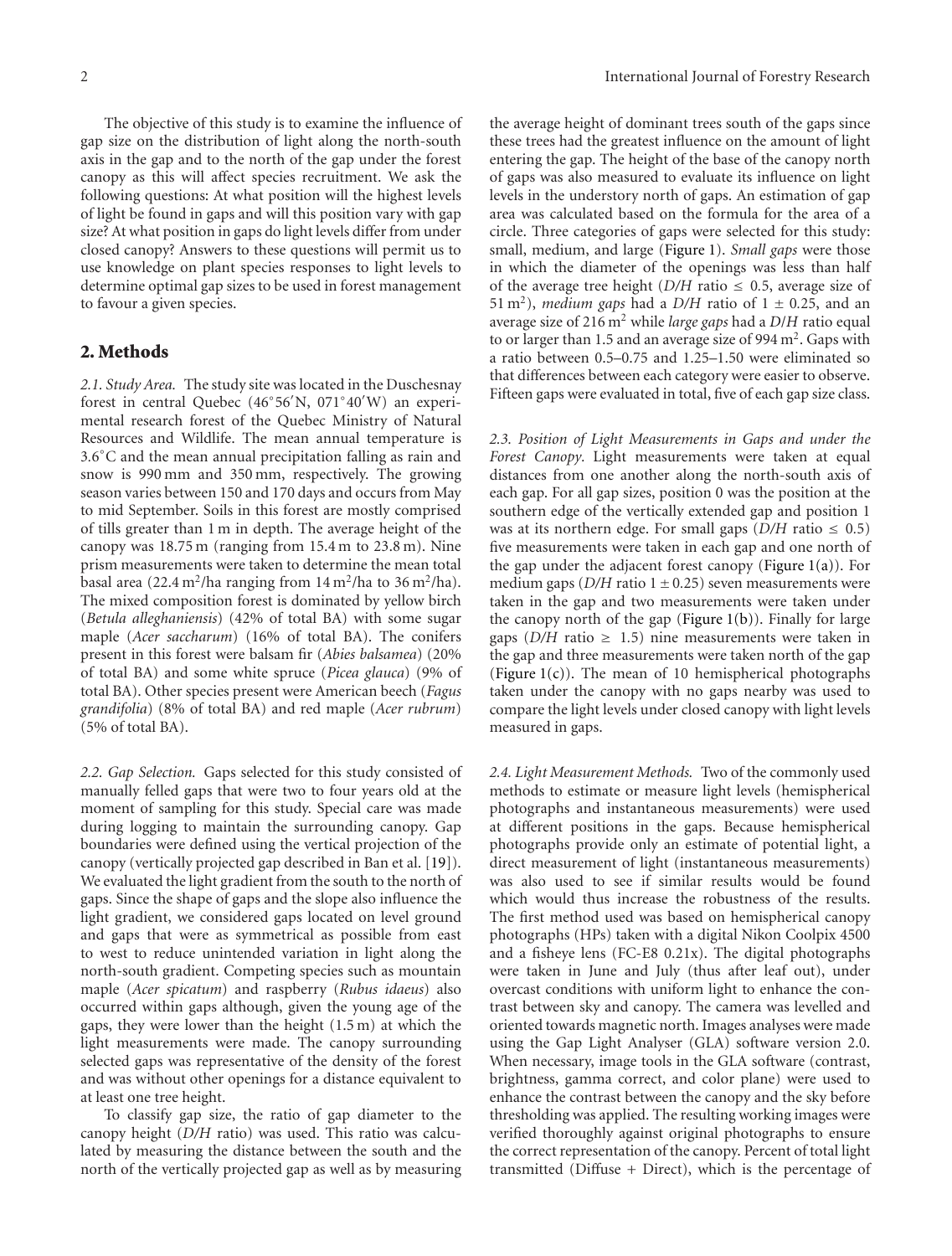The objective of this study is to examine the influence of gap size on the distribution of light along the north-south axis in the gap and to the north of the gap under the forest canopy as this will affect species recruitment. We ask the following questions: At what position will the highest levels of light be found in gaps and will this position vary with gap size? At what position in gaps do light levels differ from under closed canopy? Answers to these questions will permit us to use knowledge on plant species responses to light levels to determine optimal gap sizes to be used in forest management to favour a given species.

## 2. Methods

*2.1. Study Area.* The study site was located in the Duschesnay forest in central Quebec (46°56′N, 071°40′W) an experimental research forest of the Quebec Ministry of Natural Resources and Wildlife. The mean annual temperature is 3.6°C and the mean annual precipitation falling as rain and snow is 990 mm and 350 mm, respectively. The growing season varies between 150 and 170 days and occurs from May to mid September. Soils in this forest are mostly comprised of tills greater than 1 m in depth. The average height of the canopy was 18.75 m (ranging from 15.4 m to 23.8 m). Nine prism measurements were taken to determine the mean total basal area (22.4 $m^2$/ha ranging from 14 $m^2$/ha to 36 $m^2$/ha). The mixed composition forest is dominated by yellow birch (*Betula alleghaniensis*) (42% of total BA) with some sugar maple (*Acer saccharum*) (16% of total BA). The conifers present in this forest were balsam fir (*Abies balsamea*) (20% of total BA) and some white spruce (*Picea glauca*) (9% of total BA). Other species present were American beech (*Fagus grandifolia*) (8% of total BA) and red maple (*Acer rubrum*) (5% of total BA).

*2.2. Gap Selection.* Gaps selected for this study consisted of manually felled gaps that were two to four years old at the moment of sampling for this study. Special care was made during logging to maintain the surrounding canopy. Gap boundaries were defined using the vertical projection of the canopy (vertically projected gap described in Ban et al. [19]). We evaluated the light gradient from the south to the north of gaps. Since the shape of gaps and the slope also influence the light gradient, we considered gaps located on level ground and gaps that were as symmetrical as possible from east to west to reduce unintended variation in light along the north-south gradient. Competing species such as mountain maple (*Acer spicatum*) and raspberry (*Rubus idaeus*) also occurred within gaps although, given the young age of the gaps, they were lower than the height (1.5 m) at which the light measurements were made. The canopy surrounding selected gaps was representative of the density of the forest and was without other openings for a distance equivalent to at least one tree height.

To classify gap size, the ratio of gap diameter to the canopy height (*D/H* ratio) was used. This ratio was calculated by measuring the distance between the south and the north of the vertically projected gap as well as by measuring the average height of dominant trees south of the gaps since these trees had the greatest influence on the amount of light entering the gap. The height of the base of the canopy north of gaps was also measured to evaluate its influence on light levels in the understory north of gaps. An estimation of gap area was calculated based on the formula for the area of a circle. Three categories of gaps were selected for this study: small, medium, and large (Figure 1). *Small gaps* were those in which the diameter of the openings was less than half of the average tree height (*D/H* ratio ≤ 0.5, average size of 51 $m^2$), *medium gaps* had a *D/H* ratio of 1 ± 0.25, and an average size of 216 $m^2$ while *large gaps* had a *D/H* ratio equal to or larger than 1.5 and an average size of 994 $m^2$. Gaps with a ratio between 0.5–0.75 and 1.25–1.50 were eliminated so that differences between each category were easier to observe. Fifteen gaps were evaluated in total, five of each gap size class.

*2.3. Position of Light Measurements in Gaps and under the Forest Canopy.* Light measurements were taken at equal distances from one another along the north-south axis of each gap. For all gap sizes, position 0 was the position at the southern edge of the vertically extended gap and position 1 was at its northern edge. For small gaps (*D/H* ratio ≤ 0.5) five measurements were taken in each gap and one north of the gap under the adjacent forest canopy (Figure 1(a)). For medium gaps (*D/H* ratio 1 ± 0.25) seven measurements were taken in the gap and two measurements were taken under the canopy north of the gap (Figure 1(b)). Finally for large gaps (*D/H* ratio ≥ 1.5) nine measurements were taken in the gap and three measurements were taken north of the gap (Figure 1(c)). The mean of 10 hemispherical photographs taken under the canopy with no gaps nearby was used to compare the light levels under closed canopy with light levels measured in gaps.

*2.4. Light Measurement Methods.* Two of the commonly used methods to estimate or measure light levels (hemispherical photographs and instantaneous measurements) were used at different positions in the gaps. Because hemispherical photographs provide only an estimate of potential light, a direct measurement of light (instantaneous measurements) was also used to see if similar results would be found which would thus increase the robustness of the results. The first method used was based on hemispherical canopy photographs (HPs) taken with a digital Nikon Coolpix 4500 and a fisheye lens (FC-E8 0.21x). The digital photographs were taken in June and July (thus after leaf out), under overcast conditions with uniform light to enhance the contrast between sky and canopy. The camera was levelled and oriented towards magnetic north. Images analyses were made using the Gap Light Analyser (GLA) software version 2.0. When necessary, image tools in the GLA software (contrast, brightness, gamma correct, and color plane) were used to enhance the contrast between the canopy and the sky before thresholding was applied. The resulting working images were verified thoroughly against original photographs to ensure the correct representation of the canopy. Percent of total light transmitted (Diffuse + Direct), which is the percentage of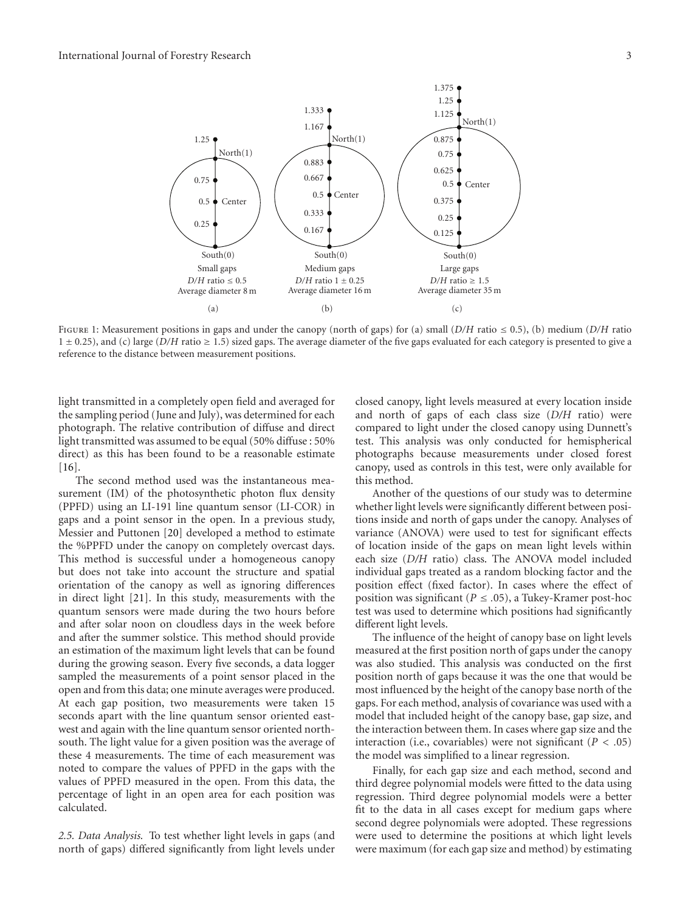Figure 1: Measurement positions in gaps and under the canopy (north of gaps) for (a) small ($D/H$ ratio $\leq 0.5$), (b) medium ($D/H$ ratio $1 \pm 0.25$), and (c) large ($D/H$ ratio $\geq 1.5$) sized gaps. The average diameter of the five gaps evaluated for each category is presented to give a reference to the distance between measurement positions.

light transmitted in a completely open field and averaged for the sampling period (June and July), was determined for each photograph. The relative contribution of diffuse and direct light transmitted was assumed to be equal (50% diffuse : 50% direct) as this has been found to be a reasonable estimate [16].

The second method used was the instantaneous measurement (IM) of the photosynthetic photon flux density (PPFD) using an LI-191 line quantum sensor (LI-COR) in gaps and a point sensor in the open. In a previous study, Messier and Puttonen [20] developed a method to estimate the %PPFD under the canopy on completely overcast days. This method is successful under a homogeneous canopy but does not take into account the structure and spatial orientation of the canopy as well as ignoring differences in direct light [21]. In this study, measurements with the quantum sensors were made during the two hours before and after solar noon on cloudless days in the week before and after the summer solstice. This method should provide an estimation of the maximum light levels that can be found during the growing season. Every five seconds, a data logger sampled the measurements of a point sensor placed in the open and from this data; one minute averages were produced. At each gap position, two measurements were taken 15 seconds apart with the line quantum sensor oriented east-west and again with the line quantum sensor oriented north-south. The light value for a given position was the average of these 4 measurements. The time of each measurement was noted to compare the values of PPFD in the gaps with the values of PPFD measured in the open. From this data, the percentage of light in an open area for each position was calculated.

*2.5. Data Analysis.* To test whether light levels in gaps (and north of gaps) differed significantly from light levels under closed canopy, light levels measured at every location inside and north of gaps of each class size ($D/H$ ratio) were compared to light under the closed canopy using Dunnett's test. This analysis was only conducted for hemispherical photographs because measurements under closed forest canopy, used as controls in this test, were only available for this method.

Another of the questions of our study was to determine whether light levels were significantly different between positions inside and north of gaps under the canopy. Analyses of variance (ANOVA) were used to test for significant effects of location inside of the gaps on mean light levels within each size ($D/H$ ratio) class. The ANOVA model included individual gaps treated as a random blocking factor and the position effect (fixed factor). In cases where the effect of position was significant ($P \leq .05$), a Tukey-Kramer post-hoc test was used to determine which positions had significantly different light levels.

The influence of the height of canopy base on light levels measured at the first position north of gaps under the canopy was also studied. This analysis was conducted on the first position north of gaps because it was the one that would be most influenced by the height of the canopy base north of the gaps. For each method, analysis of covariance was used with a model that included height of the canopy base, gap size, and the interaction between them. In cases where gap size and the interaction (i.e., covariables) were not significant ($P < .05$) the model was simplified to a linear regression.

Finally, for each gap size and each method, second and third degree polynomial models were fitted to the data using regression. Third degree polynomial models were a better fit to the data in all cases except for medium gaps where second degree polynomials were adopted. These regressions were used to determine the positions at which light levels were maximum (for each gap size and method) by estimating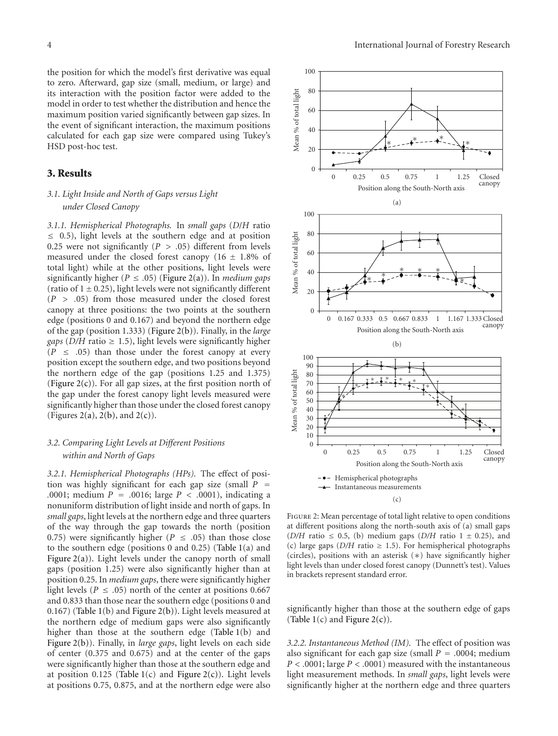the position for which the model's first derivative was equal to zero. Afterward, gap size (small, medium, or large) and its interaction with the position factor were added to the model in order to test whether the distribution and hence the maximum position varied significantly between gap sizes. In the event of significant interaction, the maximum positions calculated for each gap size were compared using Tukey's HSD post-hoc test.

## 3. Results

### 3.1. Light Inside and North of Gaps versus Light under Closed Canopy

*3.1.1. Hemispherical Photographs.* In *small gaps* ($D/H$ ratio $\leq 0.5$), light levels at the southern edge and at position 0.25 were not significantly ($P > .05$) different from levels measured under the closed forest canopy ($16 \pm 1.8\%$ of total light) while at the other positions, light levels were significantly higher ($P \leq .05$) (Figure 2(a)). In *medium gaps* (ratio of $1 \pm 0.25$), light levels were not significantly different ($P > .05$) from those measured under the closed forest canopy at three positions: the two points at the southern edge (positions 0 and 0.167) and beyond the northern edge of the gap (position 1.333) (Figure 2(b)). Finally, in the *large gaps* ($D/H$ ratio $\geq 1.5$), light levels were significantly higher ($P \leq .05$) than those under the forest canopy at every position except the southern edge, and two positions beyond the northern edge of the gap (positions 1.25 and 1.375) (Figure 2(c)). For all gap sizes, at the first position north of the gap under the forest canopy light levels measured were significantly higher than those under the closed forest canopy (Figures 2(a), 2(b), and 2(c)).

### 3.2. Comparing Light Levels at Different Positions within and North of Gaps

*3.2.1. Hemispherical Photographs (HPs).* The effect of position was highly significant for each gap size (small $P = .0001$; medium $P = .0016$; large $P < .0001$), indicating a nonuniform distribution of light inside and north of gaps. In *small gaps*, light levels at the northern edge and three quarters of the way through the gap towards the north (position 0.75) were significantly higher ($P \leq .05$) than those close to the southern edge (positions 0 and 0.25) (Table 1(a) and Figure 2(a)). Light levels under the canopy north of small gaps (position 1.25) were also significantly higher than at position 0.25. In *medium gaps*, there were significantly higher light levels ($P \leq .05$) north of the center at positions 0.667 and 0.833 than those near the southern edge (positions 0 and 0.167) (Table 1(b) and Figure 2(b)). Light levels measured at the northern edge of medium gaps were also significantly higher than those at the southern edge (Table 1(b) and Figure 2(b)). Finally, in *large gaps*, light levels on each side of center (0.375 and 0.675) and at the center of the gaps were significantly higher than those at the southern edge and at position 0.125 (Table 1(c) and Figure 2(c)). Light levels at positions 0.75, 0.875, and at the northern edge were also significantly higher than those at the southern edge of gaps (Table 1(c) and Figure 2(c)).

Figure 2: Mean percentage of total light relative to open conditions at different positions along the north-south axis of (a) small gaps ($D/H$ ratio $\leq 0.5$, (b) medium gaps ($D/H$ ratio $1 \pm 0.25$), and (c) large gaps ($D/H$ ratio $\geq 1.5$). For hemispherical photographs (circles), positions with an asterisk (∗) have significantly higher light levels than under closed forest canopy (Dunnett's test). Values in brackets represent standard error.

*3.2.2. Instantaneous Method (IM).* The effect of position was also significant for each gap size (small $P = .0004$; medium $P < .0001$; large $P < .0001$) measured with the instantaneous light measurement methods. In *small gaps*, light levels were significantly higher at the northern edge and three quarters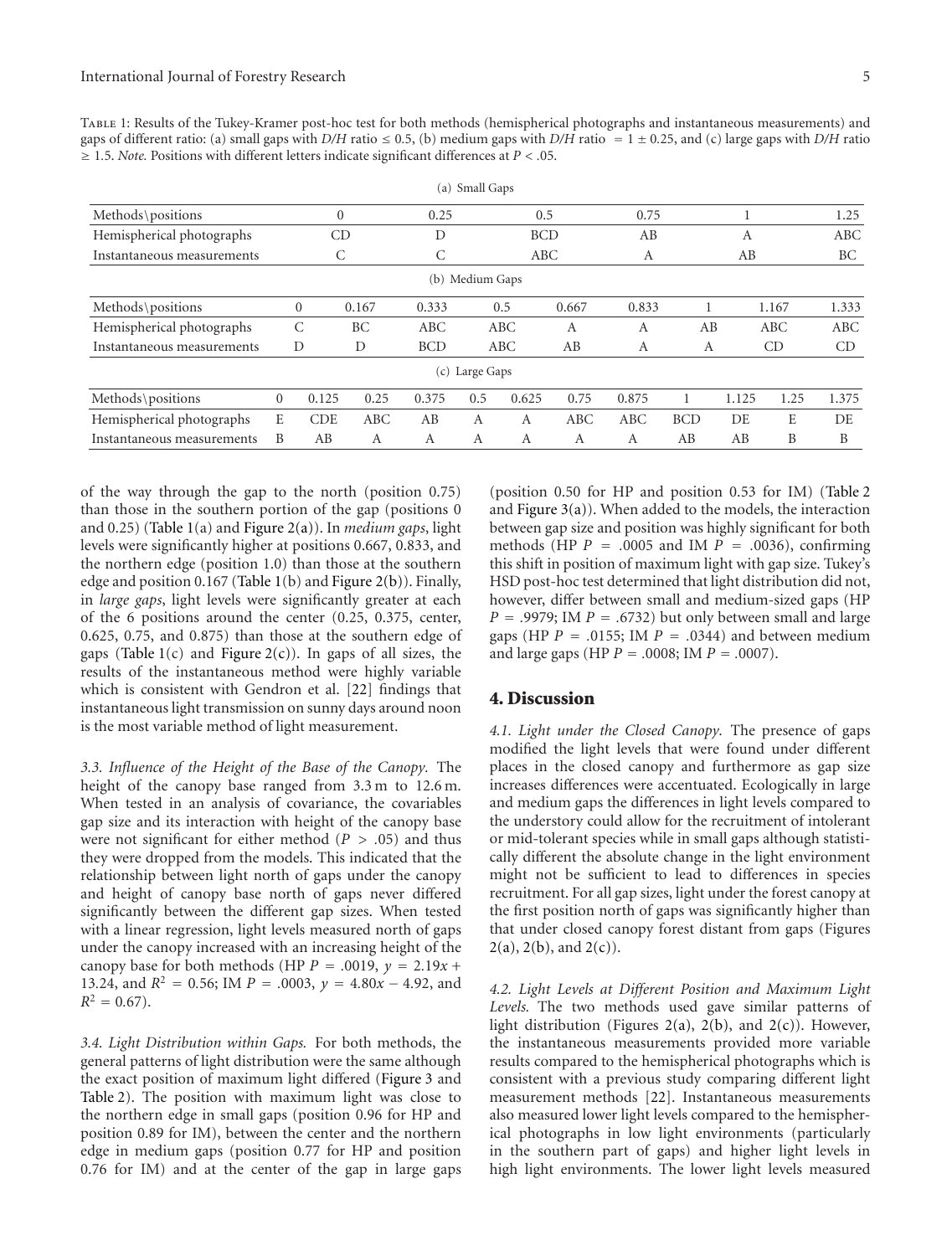Table 1: Results of the Tukey-Kramer post-hoc test for both methods (hemispherical photographs and instantaneous measurements) and gaps of different ratio: (a) small gaps with *D/H* ratio ≤ 0.5, (b) medium gaps with *D/H* ratio = 1 ± 0.25, and (c) large gaps with *D/H* ratio ≥ 1.5. *Note.* Positions with different letters indicate significant differences at $P < .05$.

(a) Small Gaps

| Methods\positions | 0 | 0.25 | 0.5 | 0.75 | 1 | 1.25 |
|---|---|---|---|---|---|---|
| Hemispherical photographs | CD | D | BCD | AB | A | ABC |
| Instantaneous measurements | C | C | ABC | A | AB | BC |

(b) Medium Gaps

| Methods\positions | 0 | 0.167 | 0.333 | 0.5 | 0.667 | 0.833 | 1 | 1.167 | 1.333 |
|---|---|---|---|---|---|---|---|---|---|
| Hemispherical photographs | C | BC | ABC | ABC | A | A | AB | ABC | ABC |
| Instantaneous measurements | D | D | BCD | ABC | AB | A | A | CD | CD |

(c) Large Gaps

| Methods\positions | 0 | 0.125 | 0.25 | 0.375 | 0.5 | 0.625 | 0.75 | 0.875 | 1 | 1.125 | 1.25 | 1.375 |
|---|---|---|---|---|---|---|---|---|---|---|---|---|
| Hemispherical photographs | E | CDE | ABC | AB | A | A | ABC | ABC | BCD | DE | E | DE |
| Instantaneous measurements | B | AB | A | A | A | A | A | A | AB | AB | B | B |

of the way through the gap to the north (position 0.75) than those in the southern portion of the gap (positions 0 and 0.25) (Table 1(a) and Figure 2(a)). In *medium gaps*, light levels were significantly higher at positions 0.667, 0.833, and the northern edge (position 1.0) than those at the southern edge and position 0.167 (Table 1(b) and Figure 2(b)). Finally, in *large gaps*, light levels were significantly greater at each of the 6 positions around the center (0.25, 0.375, center, 0.625, 0.75, and 0.875) than those at the southern edge of gaps (Table 1(c) and Figure 2(c)). In gaps of all sizes, the results of the instantaneous method were highly variable which is consistent with Gendron et al. [22] findings that instantaneous light transmission on sunny days around noon is the most variable method of light measurement.

*3.3. Influence of the Height of the Base of the Canopy.* The height of the canopy base ranged from 3.3 m to 12.6 m. When tested in an analysis of covariance, the covariables gap size and its interaction with height of the canopy base were not significant for either method ($P > .05$) and thus they were dropped from the models. This indicated that the relationship between light north of gaps under the canopy and height of canopy base north of gaps never differed significantly between the different gap sizes. When tested with a linear regression, light levels measured north of gaps under the canopy increased with an increasing height of the canopy base for both methods (HP $P = .0019$, $y = 2.19x + 13.24$, and $R^2 = 0.56$; IM $P = .0003$, $y = 4.80x - 4.92$, and $R^2 = 0.67$).

*3.4. Light Distribution within Gaps.* For both methods, the general patterns of light distribution were the same although the exact position of maximum light differed (Figure 3 and Table 2). The position with maximum light was close to the northern edge in small gaps (position 0.96 for HP and position 0.89 for IM), between the center and the northern edge in medium gaps (position 0.77 for HP and position 0.76 for IM) and at the center of the gap in large gaps (position 0.50 for HP and position 0.53 for IM) (Table 2 and Figure 3(a)). When added to the models, the interaction between gap size and position was highly significant for both methods (HP $P = .0005$ and IM $P = .0036$), confirming this shift in position of maximum light with gap size. Tukey's HSD post-hoc test determined that light distribution did not, however, differ between small and medium-sized gaps (HP $P = .9979$; IM $P = .6732$) but only between small and large gaps (HP $P = .0155$; IM $P = .0344$) and between medium and large gaps (HP $P = .0008$; IM $P = .0007$).

## 4. Discussion

*4.1. Light under the Closed Canopy.* The presence of gaps modified the light levels that were found under different places in the closed canopy and furthermore as gap size increases differences were accentuated. Ecologically in large and medium gaps the differences in light levels compared to the understory could allow for the recruitment of intolerant or mid-tolerant species while in small gaps although statistically different the absolute change in the light environment might not be sufficient to lead to differences in species recruitment. For all gap sizes, light under the forest canopy at the first position north of gaps was significantly higher than that under closed canopy forest distant from gaps (Figures 2(a), 2(b), and 2(c)).

*4.2. Light Levels at Different Position and Maximum Light Levels.* The two methods used gave similar patterns of light distribution (Figures 2(a), 2(b), and 2(c)). However, the instantaneous measurements provided more variable results compared to the hemispherical photographs which is consistent with a previous study comparing different light measurement methods [22]. Instantaneous measurements also measured lower light levels compared to the hemispherical photographs in low light environments (particularly in the southern part of gaps) and higher light levels in high light environments. The lower light levels measured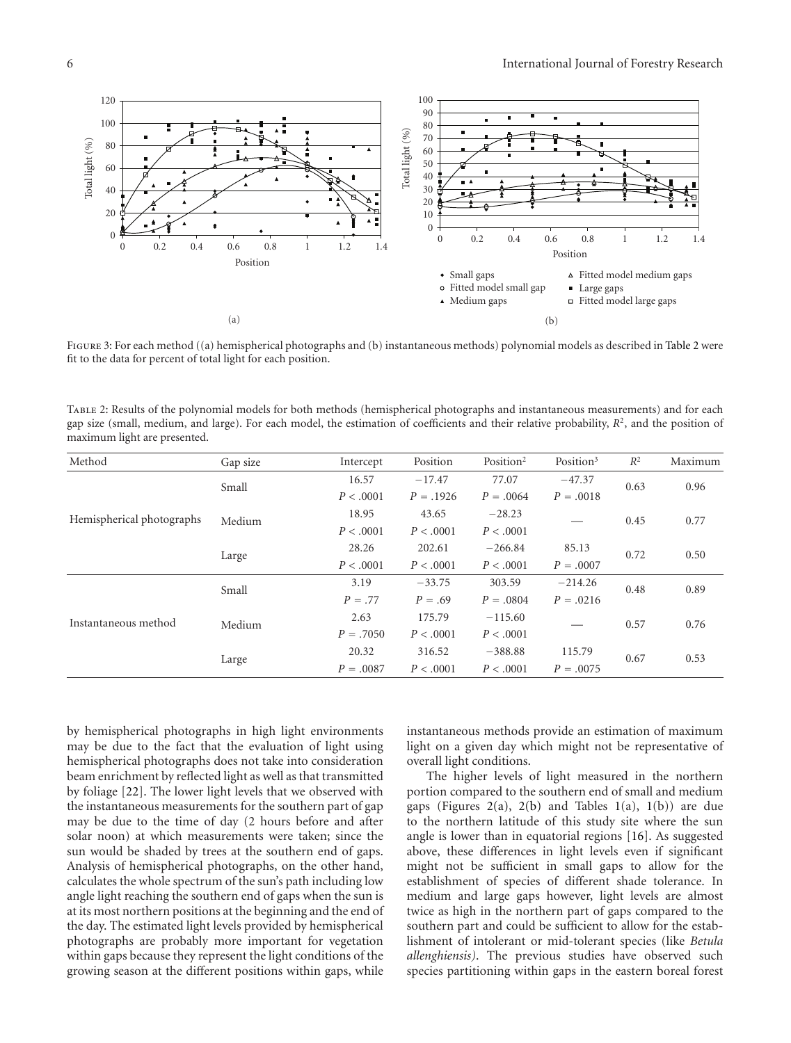Figure 3: For each method ((a) hemispherical photographs and (b) instantaneous methods) polynomial models as described in Table 2 were fit to the data for percent of total light for each position.

Table 2: Results of the polynomial models for both methods (hemispherical photographs and instantaneous measurements) and for each gap size (small, medium, and large). For each model, the estimation of coefficients and their relative probability, $R^2$, and the position of maximum light are presented.

| Method | Gap size | Intercept | Position | Position$^2$ | Position$^3$ | $R^2$ | Maximum |
|---|---|---|---|---|---|---|---|
| Hemispherical photographs | Small | 16.57 | −17.47 | 77.07 | −47.37 | 0.63 | 0.96 |
| | | $P < .0001$ | $P = .1926$ | $P = .0064$ | $P = .0018$ | | |
| | Medium | 18.95 | 43.65 | −28.23 | — | 0.45 | 0.77 |
| | | $P < .0001$ | $P < .0001$ | $P < .0001$ | | | |
| | Large | 28.26 | 202.61 | −266.84 | 85.13 | 0.72 | 0.50 |
| | | $P < .0001$ | $P < .0001$ | $P < .0001$ | $P = .0007$ | | |
| Instantaneous method | Small | 3.19 | −33.75 | 303.59 | −214.26 | 0.48 | 0.89 |
| | | $P = .77$ | $P = .69$ | $P = .0804$ | $P = .0216$ | | |
| | Medium | 2.63 | 175.79 | −115.60 | — | 0.57 | 0.76 |
| | | $P = .7050$ | $P < .0001$ | $P < .0001$ | | | |
| | Large | 20.32 | 316.52 | −388.88 | 115.79 | 0.67 | 0.53 |
| | | $P = .0087$ | $P < .0001$ | $P < .0001$ | $P = .0075$ | | |

by hemispherical photographs in high light environments may be due to the fact that the evaluation of light using hemispherical photographs does not take into consideration beam enrichment by reflected light as well as that transmitted by foliage [22]. The lower light levels that we observed with the instantaneous measurements for the southern part of gap may be due to the time of day (2 hours before and after solar noon) at which measurements were taken; since the sun would be shaded by trees at the southern end of gaps. Analysis of hemispherical photographs, on the other hand, calculates the whole spectrum of the sun's path including low angle light reaching the southern end of gaps when the sun is at its most northern positions at the beginning and the end of the day. The estimated light levels provided by hemispherical photographs are probably more important for vegetation within gaps because they represent the light conditions of the growing season at the different positions within gaps, while instantaneous methods provide an estimation of maximum light on a given day which might not be representative of overall light conditions.

The higher levels of light measured in the northern portion compared to the southern end of small and medium gaps (Figures 2(a), 2(b) and Tables 1(a), 1(b)) are due to the northern latitude of this study site where the sun angle is lower than in equatorial regions [16]. As suggested above, these differences in light levels even if significant might not be sufficient in small gaps to allow for the establishment of species of different shade tolerance. In medium and large gaps however, light levels are almost twice as high in the northern part of gaps compared to the southern part and could be sufficient to allow for the establishment of intolerant or mid-tolerant species (like *Betula allenghiensis)*. The previous studies have observed such species partitioning within gaps in the eastern boreal forest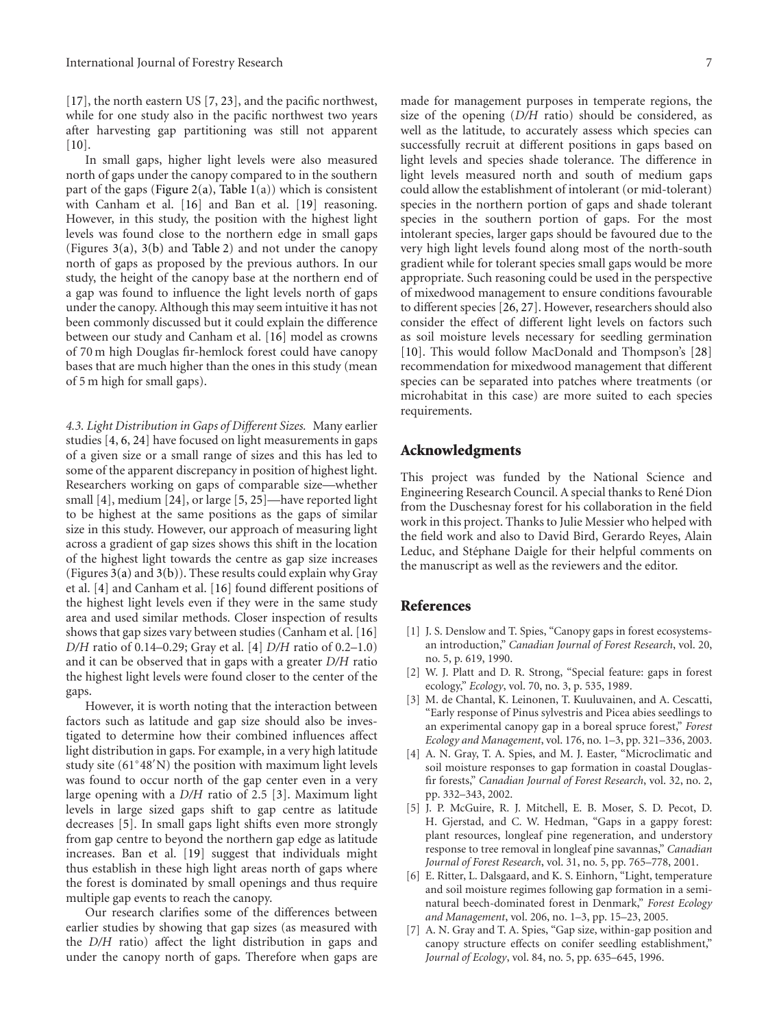[17], the north eastern US [7, 23], and the pacific northwest, while for one study also in the pacific northwest two years after harvesting gap partitioning was still not apparent [10].

In small gaps, higher light levels were also measured north of gaps under the canopy compared to in the southern part of the gaps (Figure 2(a), Table 1(a)) which is consistent with Canham et al. [16] and Ban et al. [19] reasoning. However, in this study, the position with the highest light levels was found close to the northern edge in small gaps (Figures 3(a), 3(b) and Table 2) and not under the canopy north of gaps as proposed by the previous authors. In our study, the height of the canopy base at the northern end of a gap was found to influence the light levels north of gaps under the canopy. Although this may seem intuitive it has not been commonly discussed but it could explain the difference between our study and Canham et al. [16] model as crowns of 70 m high Douglas fir-hemlock forest could have canopy bases that are much higher than the ones in this study (mean of 5 m high for small gaps).

*4.3. Light Distribution in Gaps of Different Sizes.* Many earlier studies [4, 6, 24] have focused on light measurements in gaps of a given size or a small range of sizes and this has led to some of the apparent discrepancy in position of highest light. Researchers working on gaps of comparable size—whether small [4], medium [24], or large [5, 25]—have reported light to be highest at the same positions as the gaps of similar size in this study. However, our approach of measuring light across a gradient of gap sizes shows this shift in the location of the highest light towards the centre as gap size increases (Figures 3(a) and 3(b)). These results could explain why Gray et al. [4] and Canham et al. [16] found different positions of the highest light levels even if they were in the same study area and used similar methods. Closer inspection of results shows that gap sizes vary between studies (Canham et al. [16] *D/H* ratio of 0.14–0.29; Gray et al. [4] *D/H* ratio of 0.2–1.0) and it can be observed that in gaps with a greater *D/H* ratio the highest light levels were found closer to the center of the gaps.

However, it is worth noting that the interaction between factors such as latitude and gap size should also be investigated to determine how their combined influences affect light distribution in gaps. For example, in a very high latitude study site (61°48′N) the position with maximum light levels was found to occur north of the gap center even in a very large opening with a *D/H* ratio of 2.5 [3]. Maximum light levels in large sized gaps shift to gap centre as latitude decreases [5]. In small gaps light shifts even more strongly from gap centre to beyond the northern gap edge as latitude increases. Ban et al. [19] suggest that individuals might thus establish in these high light areas north of gaps where the forest is dominated by small openings and thus require multiple gap events to reach the canopy.

Our research clarifies some of the differences between earlier studies by showing that gap sizes (as measured with the *D/H* ratio) affect the light distribution in gaps and under the canopy north of gaps. Therefore when gaps are made for management purposes in temperate regions, the size of the opening (*D/H* ratio) should be considered, as well as the latitude, to accurately assess which species can successfully recruit at different positions in gaps based on light levels and species shade tolerance. The difference in light levels measured north and south of medium gaps could allow the establishment of intolerant (or mid-tolerant) species in the northern portion of gaps and shade tolerant species in the southern portion of gaps. For the most intolerant species, larger gaps should be favoured due to the very high light levels found along most of the north-south gradient while for tolerant species small gaps would be more appropriate. Such reasoning could be used in the perspective of mixedwood management to ensure conditions favourable to different species [26, 27]. However, researchers should also consider the effect of different light levels on factors such as soil moisture levels necessary for seedling germination [10]. This would follow MacDonald and Thompson's [28] recommendation for mixedwood management that different species can be separated into patches where treatments (or microhabitat in this case) are more suited to each species requirements.

## Acknowledgments

This project was funded by the National Science and Engineering Research Council. A special thanks to René Dion from the Duschesnay forest for his collaboration in the field work in this project. Thanks to Julie Messier who helped with the field work and also to David Bird, Gerardo Reyes, Alain Leduc, and Stéphane Daigle for their helpful comments on the manuscript as well as the reviewers and the editor.

## References

[1] J. S. Denslow and T. Spies, "Canopy gaps in forest ecosystems-an introduction," *Canadian Journal of Forest Research*, vol. 20, no. 5, p. 619, 1990.

[2] W. J. Platt and D. R. Strong, "Special feature: gaps in forest ecology," *Ecology*, vol. 70, no. 3, p. 535, 1989.

[3] M. de Chantal, K. Leinonen, T. Kuuluvainen, and A. Cescatti, "Early response of Pinus sylvestris and Picea abies seedlings to an experimental canopy gap in a boreal spruce forest," *Forest Ecology and Management*, vol. 176, no. 1–3, pp. 321–336, 2003.

[4] A. N. Gray, T. A. Spies, and M. J. Easter, "Microclimatic and soil moisture responses to gap formation in coastal Douglas-fir forests," *Canadian Journal of Forest Research*, vol. 32, no. 2, pp. 332–343, 2002.

[5] J. P. McGuire, R. J. Mitchell, E. B. Moser, S. D. Pecot, D. H. Gjerstad, and C. W. Hedman, "Gaps in a gappy forest: plant resources, longleaf pine regeneration, and understory response to tree removal in longleaf pine savannas," *Canadian Journal of Forest Research*, vol. 31, no. 5, pp. 765–778, 2001.

[6] E. Ritter, L. Dalsgaard, and K. S. Einhorn, "Light, temperature and soil moisture regimes following gap formation in a semi-natural beech-dominated forest in Denmark," *Forest Ecology and Management*, vol. 206, no. 1–3, pp. 15–23, 2005.

[7] A. N. Gray and T. A. Spies, "Gap size, within-gap position and canopy structure effects on conifer seedling establishment," *Journal of Ecology*, vol. 84, no. 5, pp. 635–645, 1996.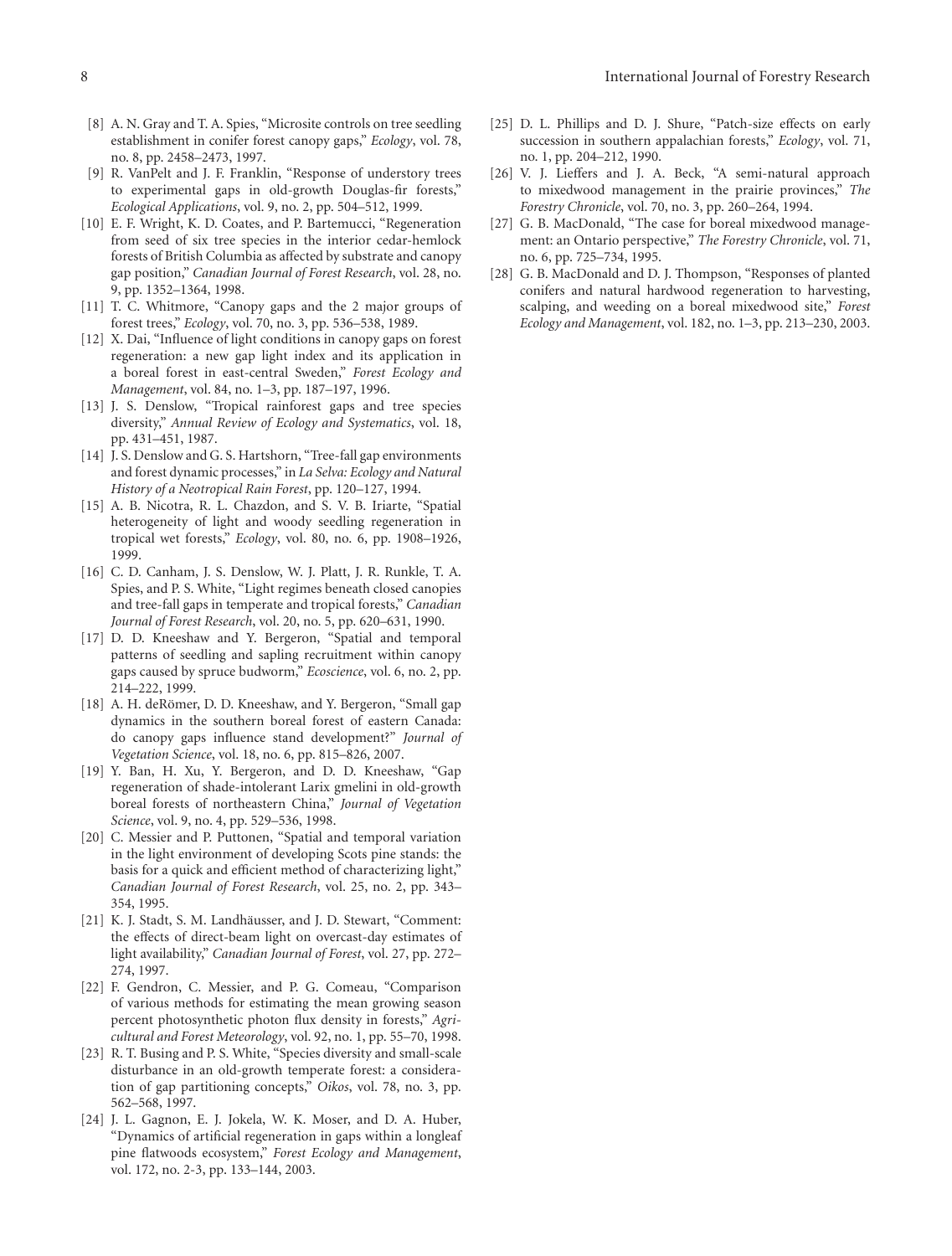[8] A. N. Gray and T. A. Spies, "Microsite controls on tree seedling establishment in conifer forest canopy gaps," *Ecology*, vol. 78, no. 8, pp. 2458–2473, 1997.

[9] R. VanPelt and J. F. Franklin, "Response of understory trees to experimental gaps in old-growth Douglas-fir forests," *Ecological Applications*, vol. 9, no. 2, pp. 504–512, 1999.

[10] E. F. Wright, K. D. Coates, and P. Bartemucci, "Regeneration from seed of six tree species in the interior cedar-hemlock forests of British Columbia as affected by substrate and canopy gap position," *Canadian Journal of Forest Research*, vol. 28, no. 9, pp. 1352–1364, 1998.

[11] T. C. Whitmore, "Canopy gaps and the 2 major groups of forest trees," *Ecology*, vol. 70, no. 3, pp. 536–538, 1989.

[12] X. Dai, "Influence of light conditions in canopy gaps on forest regeneration: a new gap light index and its application in a boreal forest in east-central Sweden," *Forest Ecology and Management*, vol. 84, no. 1–3, pp. 187–197, 1996.

[13] J. S. Denslow, "Tropical rainforest gaps and tree species diversity," *Annual Review of Ecology and Systematics*, vol. 18, pp. 431–451, 1987.

[14] J. S. Denslow and G. S. Hartshorn, "Tree-fall gap environments and forest dynamic processes," in *La Selva: Ecology and Natural History of a Neotropical Rain Forest*, pp. 120–127, 1994.

[15] A. B. Nicotra, R. L. Chazdon, and S. V. B. Iriarte, "Spatial heterogeneity of light and woody seedling regeneration in tropical wet forests," *Ecology*, vol. 80, no. 6, pp. 1908–1926, 1999.

[16] C. D. Canham, J. S. Denslow, W. J. Platt, J. R. Runkle, T. A. Spies, and P. S. White, "Light regimes beneath closed canopies and tree-fall gaps in temperate and tropical forests," *Canadian Journal of Forest Research*, vol. 20, no. 5, pp. 620–631, 1990.

[17] D. D. Kneeshaw and Y. Bergeron, "Spatial and temporal patterns of seedling and sapling recruitment within canopy gaps caused by spruce budworm," *Ecoscience*, vol. 6, no. 2, pp. 214–222, 1999.

[18] A. H. deRömer, D. D. Kneeshaw, and Y. Bergeron, "Small gap dynamics in the southern boreal forest of eastern Canada: do canopy gaps influence stand development?" *Journal of Vegetation Science*, vol. 18, no. 6, pp. 815–826, 2007.

[19] Y. Ban, H. Xu, Y. Bergeron, and D. D. Kneeshaw, "Gap regeneration of shade-intolerant Larix gmelini in old-growth boreal forests of northeastern China," *Journal of Vegetation Science*, vol. 9, no. 4, pp. 529–536, 1998.

[20] C. Messier and P. Puttonen, "Spatial and temporal variation in the light environment of developing Scots pine stands: the basis for a quick and efficient method of characterizing light," *Canadian Journal of Forest Research*, vol. 25, no. 2, pp. 343–354, 1995.

[21] K. J. Stadt, S. M. Landhäusser, and J. D. Stewart, "Comment: the effects of direct-beam light on overcast-day estimates of light availability," *Canadian Journal of Forest*, vol. 27, pp. 272–274, 1997.

[22] F. Gendron, C. Messier, and P. G. Comeau, "Comparison of various methods for estimating the mean growing season percent photosynthetic photon flux density in forests," *Agricultural and Forest Meteorology*, vol. 92, no. 1, pp. 55–70, 1998.

[23] R. T. Busing and P. S. White, "Species diversity and small-scale disturbance in an old-growth temperate forest: a consideration of gap partitioning concepts," *Oikos*, vol. 78, no. 3, pp. 562–568, 1997.

[24] J. L. Gagnon, E. J. Jokela, W. K. Moser, and D. A. Huber, "Dynamics of artificial regeneration in gaps within a longleaf pine flatwoods ecosystem," *Forest Ecology and Management*, vol. 172, no. 2-3, pp. 133–144, 2003.

[25] D. L. Phillips and D. J. Shure, "Patch-size effects on early succession in southern appalachian forests," *Ecology*, vol. 71, no. 1, pp. 204–212, 1990.

[26] V. J. Lieffers and J. A. Beck, "A semi-natural approach to mixedwood management in the prairie provinces," *The Forestry Chronicle*, vol. 70, no. 3, pp. 260–264, 1994.

[27] G. B. MacDonald, "The case for boreal mixedwood management: an Ontario perspective," *The Forestry Chronicle*, vol. 71, no. 6, pp. 725–734, 1995.

[28] G. B. MacDonald and D. J. Thompson, "Responses of planted conifers and natural hardwood regeneration to harvesting, scalping, and weeding on a boreal mixedwood site," *Forest Ecology and Management*, vol. 182, no. 1–3, pp. 213–230, 2003.